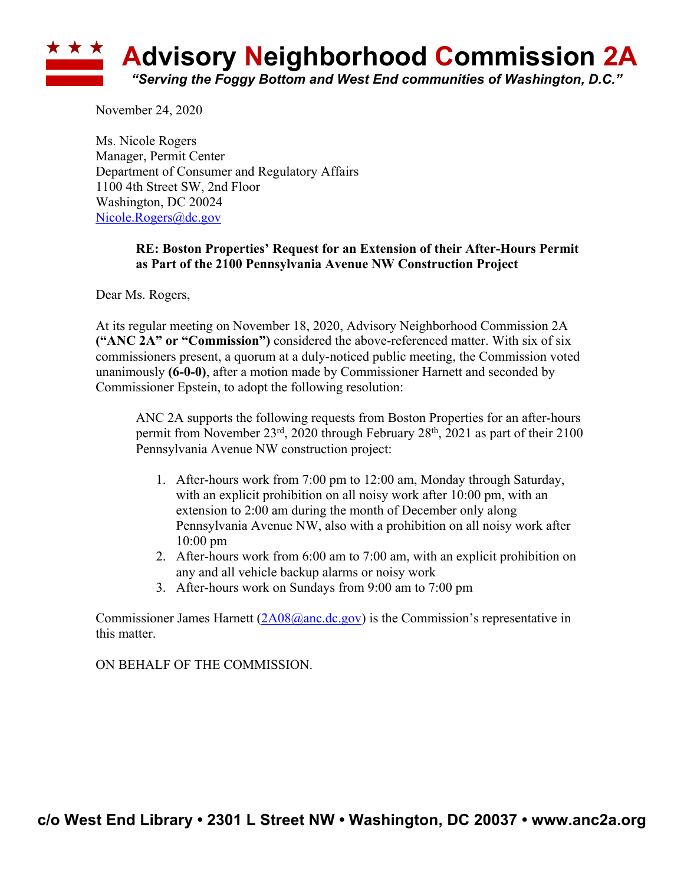# Advisory Neighborhood Commission 2A

***"Serving the Foggy Bottom and West End communities of Washington, D.C."***

November 24, 2020

Ms. Nicole Rogers
Manager, Permit Center
Department of Consumer and Regulatory Affairs
1100 4th Street SW, 2nd Floor
Washington, DC 20024
Nicole.Rogers@dc.gov

**RE: Boston Properties' Request for an Extension of their After-Hours Permit as Part of the 2100 Pennsylvania Avenue NW Construction Project**

Dear Ms. Rogers,

At its regular meeting on November 18, 2020, Advisory Neighborhood Commission 2A **("ANC 2A" or "Commission")** considered the above-referenced matter. With six of six commissioners present, a quorum at a duly-noticed public meeting, the Commission voted unanimously **(6-0-0)**, after a motion made by Commissioner Harnett and seconded by Commissioner Epstein, to adopt the following resolution:

> ANC 2A supports the following requests from Boston Properties for an after-hours permit from November 23rd, 2020 through February 28th, 2021 as part of their 2100 Pennsylvania Avenue NW construction project:
>
> 1. After-hours work from 7:00 pm to 12:00 am, Monday through Saturday, with an explicit prohibition on all noisy work after 10:00 pm, with an extension to 2:00 am during the month of December only along Pennsylvania Avenue NW, also with a prohibition on all noisy work after 10:00 pm
> 2. After-hours work from 6:00 am to 7:00 am, with an explicit prohibition on any and all vehicle backup alarms or noisy work
> 3. After-hours work on Sundays from 9:00 am to 7:00 pm

Commissioner James Harnett (2A08@anc.dc.gov) is the Commission's representative in this matter.

ON BEHALF OF THE COMMISSION.

**c/o West End Library • 2301 L Street NW • Washington, DC 20037 • www.anc2a.org**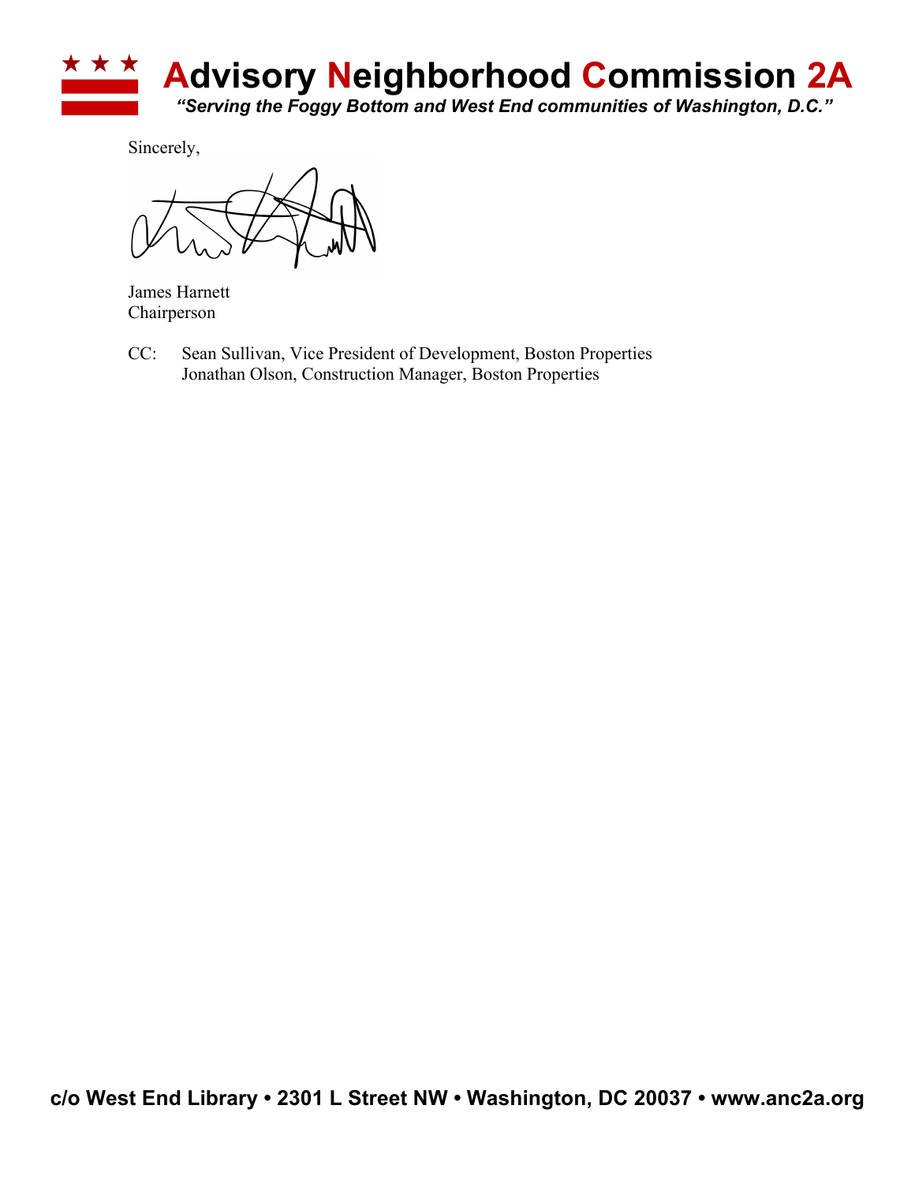# Advisory Neighborhood Commission 2A

*"Serving the Foggy Bottom and West End communities of Washington, D.C."*

Sincerely,

James Harnett
Chairperson

CC: Sean Sullivan, Vice President of Development, Boston Properties
Jonathan Olson, Construction Manager, Boston Properties

**c/o West End Library • 2301 L Street NW • Washington, DC 20037 • www.anc2a.org**